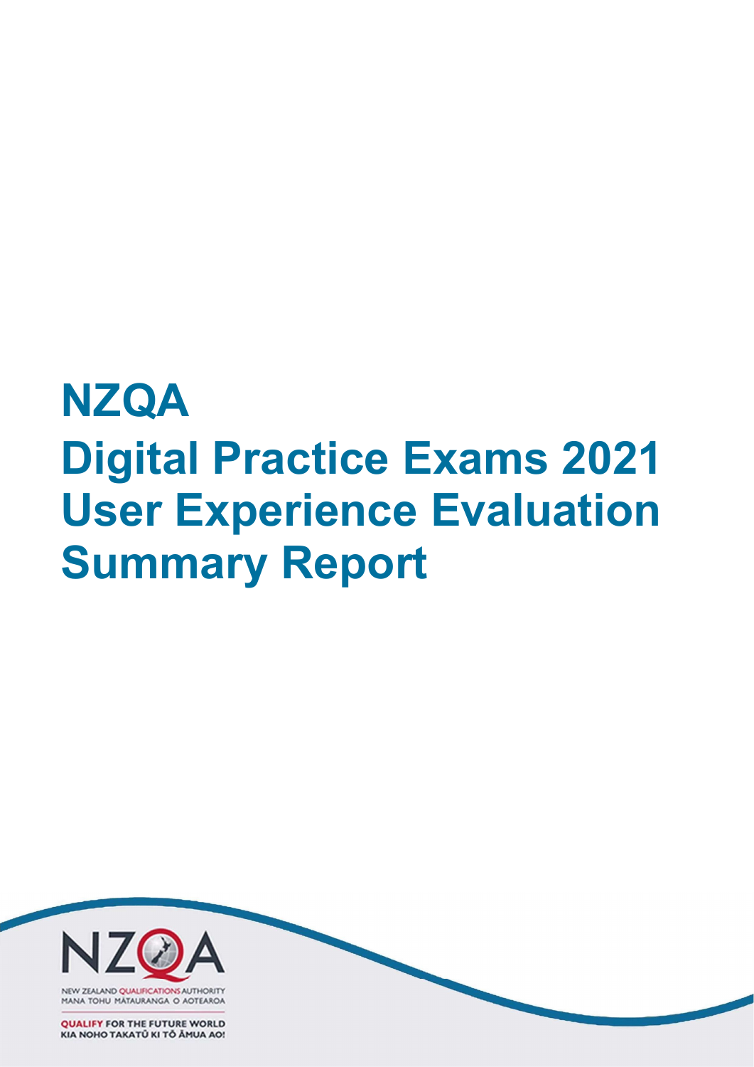# NZQA Digital Practice Exams 2021 User Experience Evaluation Summary Report

NEW ZEALAND QUALIFICATIONS AUTHORITY
MANA TOHU MĀTAURANGA O AOTEAROA

QUALIFY FOR THE FUTURE WORLD
KIA NOHO TAKATŪ KI TŌ ĀMUA AO!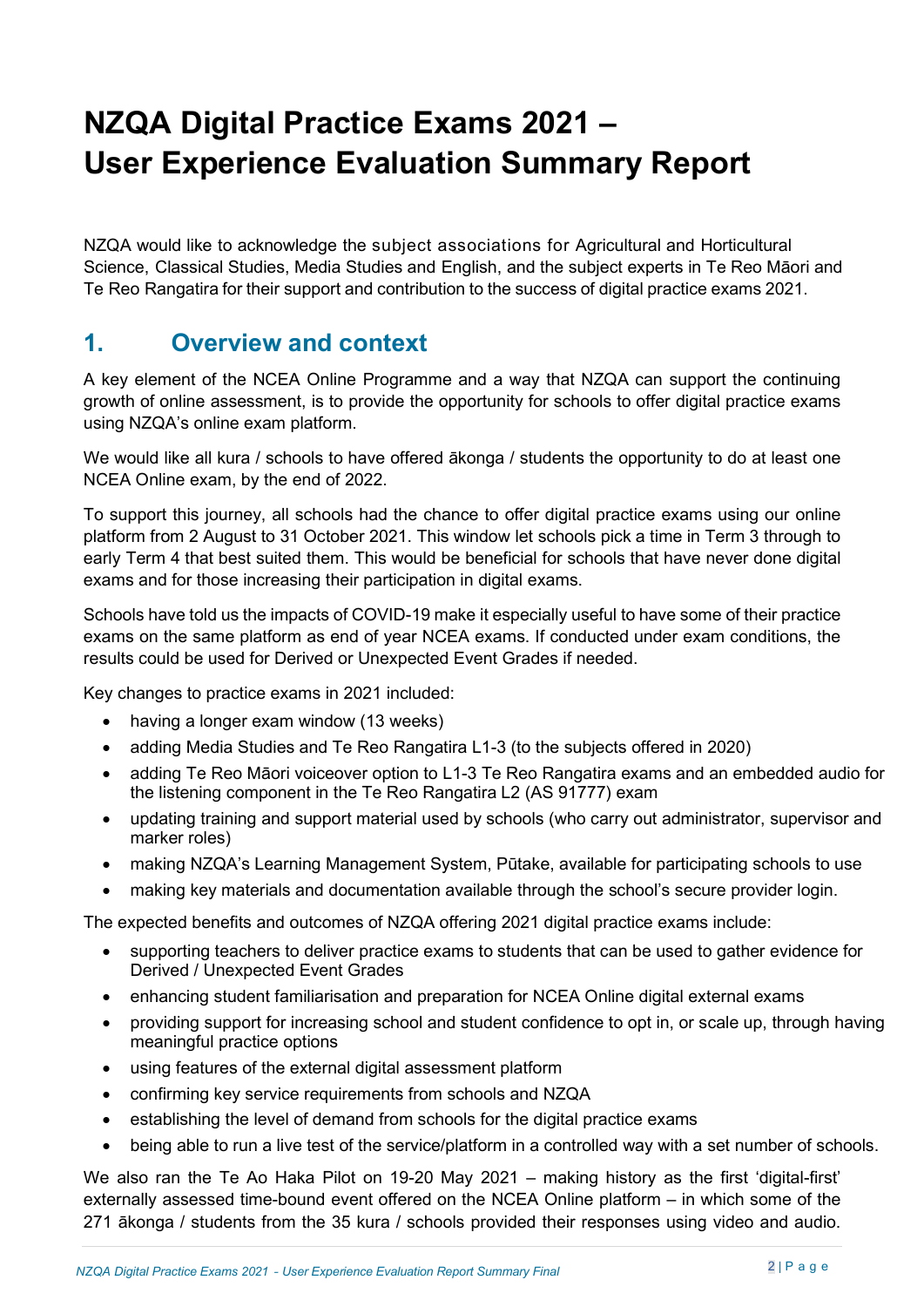# NZQA Digital Practice Exams 2021 – User Experience Evaluation Summary Report

NZQA would like to acknowledge the subject associations for Agricultural and Horticultural Science, Classical Studies, Media Studies and English, and the subject experts in Te Reo Māori and Te Reo Rangatira for their support and contribution to the success of digital practice exams 2021.

## 1. Overview and context

A key element of the NCEA Online Programme and a way that NZQA can support the continuing growth of online assessment, is to provide the opportunity for schools to offer digital practice exams using NZQA's online exam platform.

We would like all kura / schools to have offered ākonga / students the opportunity to do at least one NCEA Online exam, by the end of 2022.

To support this journey, all schools had the chance to offer digital practice exams using our online platform from 2 August to 31 October 2021. This window let schools pick a time in Term 3 through to early Term 4 that best suited them. This would be beneficial for schools that have never done digital exams and for those increasing their participation in digital exams.

Schools have told us the impacts of COVID-19 make it especially useful to have some of their practice exams on the same platform as end of year NCEA exams. If conducted under exam conditions, the results could be used for Derived or Unexpected Event Grades if needed.

Key changes to practice exams in 2021 included:

- having a longer exam window (13 weeks)
- adding Media Studies and Te Reo Rangatira L1-3 (to the subjects offered in 2020)
- adding Te Reo Māori voiceover option to L1-3 Te Reo Rangatira exams and an embedded audio for the listening component in the Te Reo Rangatira L2 (AS 91777) exam
- updating training and support material used by schools (who carry out administrator, supervisor and marker roles)
- making NZQA's Learning Management System, Pūtake, available for participating schools to use
- making key materials and documentation available through the school's secure provider login.

The expected benefits and outcomes of NZQA offering 2021 digital practice exams include:

- supporting teachers to deliver practice exams to students that can be used to gather evidence for Derived / Unexpected Event Grades
- enhancing student familiarisation and preparation for NCEA Online digital external exams
- providing support for increasing school and student confidence to opt in, or scale up, through having meaningful practice options
- using features of the external digital assessment platform
- confirming key service requirements from schools and NZQA
- establishing the level of demand from schools for the digital practice exams
- being able to run a live test of the service/platform in a controlled way with a set number of schools.

We also ran the Te Ao Haka Pilot on 19-20 May 2021 – making history as the first 'digital-first' externally assessed time-bound event offered on the NCEA Online platform – in which some of the 271 ākonga / students from the 35 kura / schools provided their responses using video and audio.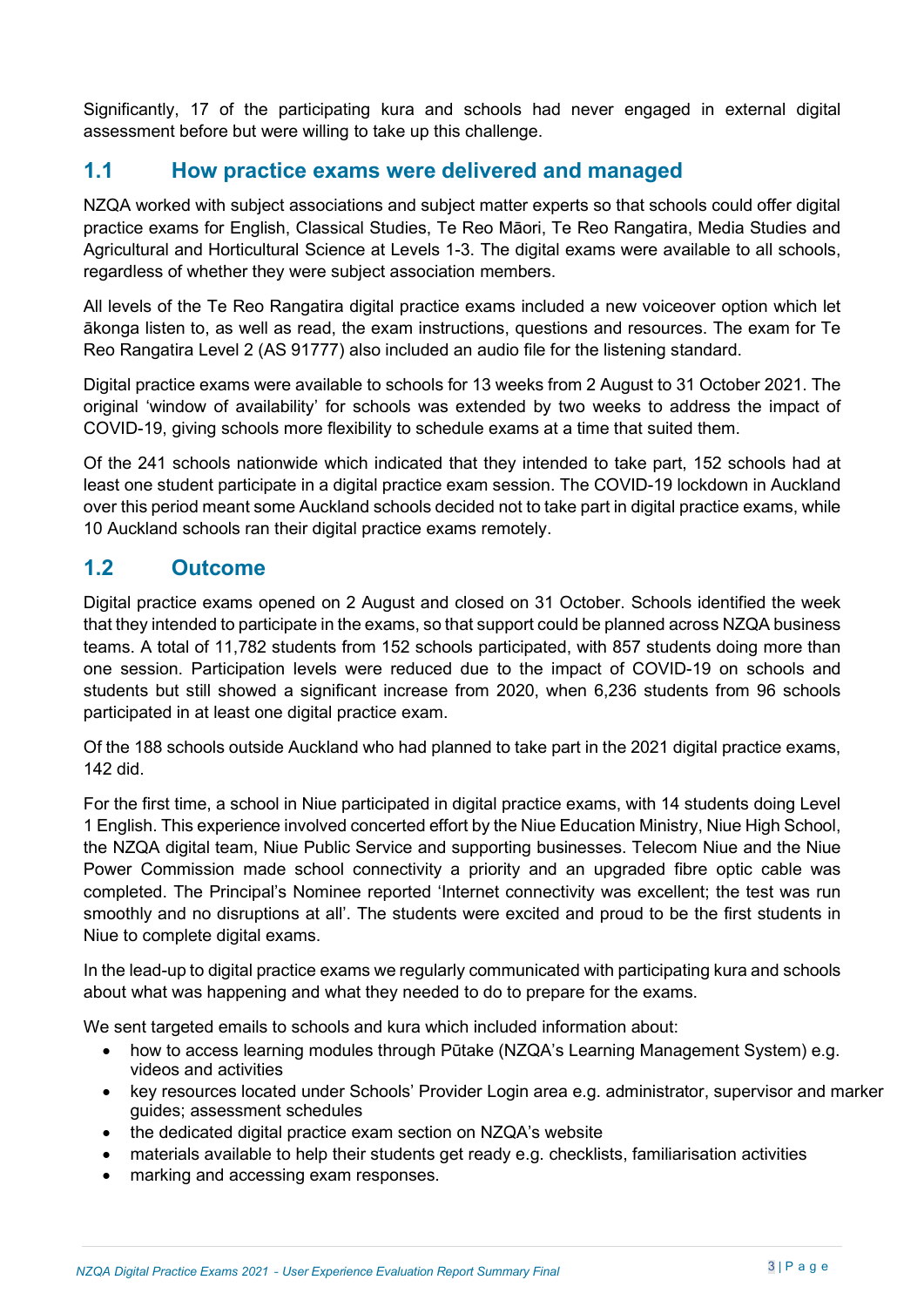Significantly, 17 of the participating kura and schools had never engaged in external digital assessment before but were willing to take up this challenge.

## 1.1 How practice exams were delivered and managed

NZQA worked with subject associations and subject matter experts so that schools could offer digital practice exams for English, Classical Studies, Te Reo Māori, Te Reo Rangatira, Media Studies and Agricultural and Horticultural Science at Levels 1-3. The digital exams were available to all schools, regardless of whether they were subject association members.

All levels of the Te Reo Rangatira digital practice exams included a new voiceover option which let ākonga listen to, as well as read, the exam instructions, questions and resources. The exam for Te Reo Rangatira Level 2 (AS 91777) also included an audio file for the listening standard.

Digital practice exams were available to schools for 13 weeks from 2 August to 31 October 2021. The original 'window of availability' for schools was extended by two weeks to address the impact of COVID-19, giving schools more flexibility to schedule exams at a time that suited them.

Of the 241 schools nationwide which indicated that they intended to take part, 152 schools had at least one student participate in a digital practice exam session. The COVID-19 lockdown in Auckland over this period meant some Auckland schools decided not to take part in digital practice exams, while 10 Auckland schools ran their digital practice exams remotely.

## 1.2 Outcome

Digital practice exams opened on 2 August and closed on 31 October. Schools identified the week that they intended to participate in the exams, so that support could be planned across NZQA business teams. A total of 11,782 students from 152 schools participated, with 857 students doing more than one session. Participation levels were reduced due to the impact of COVID-19 on schools and students but still showed a significant increase from 2020, when 6,236 students from 96 schools participated in at least one digital practice exam.

Of the 188 schools outside Auckland who had planned to take part in the 2021 digital practice exams, 142 did.

For the first time, a school in Niue participated in digital practice exams, with 14 students doing Level 1 English. This experience involved concerted effort by the Niue Education Ministry, Niue High School, the NZQA digital team, Niue Public Service and supporting businesses. Telecom Niue and the Niue Power Commission made school connectivity a priority and an upgraded fibre optic cable was completed. The Principal's Nominee reported 'Internet connectivity was excellent; the test was run smoothly and no disruptions at all'. The students were excited and proud to be the first students in Niue to complete digital exams.

In the lead-up to digital practice exams we regularly communicated with participating kura and schools about what was happening and what they needed to do to prepare for the exams.

We sent targeted emails to schools and kura which included information about:

- how to access learning modules through Pūtake (NZQA's Learning Management System) e.g. videos and activities
- key resources located under Schools' Provider Login area e.g. administrator, supervisor and marker guides; assessment schedules
- the dedicated digital practice exam section on NZQA's website
- materials available to help their students get ready e.g. checklists, familiarisation activities
- marking and accessing exam responses.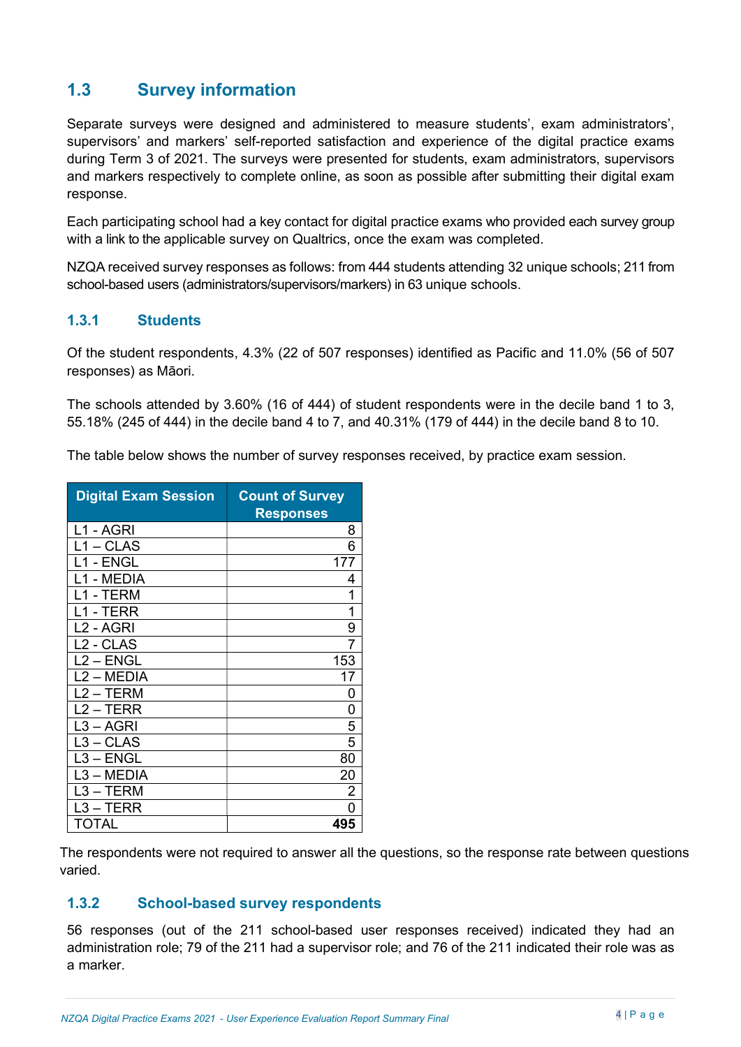## 1.3 Survey information

Separate surveys were designed and administered to measure students', exam administrators', supervisors' and markers' self-reported satisfaction and experience of the digital practice exams during Term 3 of 2021. The surveys were presented for students, exam administrators, supervisors and markers respectively to complete online, as soon as possible after submitting their digital exam response.

Each participating school had a key contact for digital practice exams who provided each survey group with a link to the applicable survey on Qualtrics, once the exam was completed.

NZQA received survey responses as follows: from 444 students attending 32 unique schools; 211 from school-based users (administrators/supervisors/markers) in 63 unique schools.

### 1.3.1 Students

Of the student respondents, 4.3% (22 of 507 responses) identified as Pacific and 11.0% (56 of 507 responses) as Māori.

The schools attended by 3.60% (16 of 444) of student respondents were in the decile band 1 to 3, 55.18% (245 of 444) in the decile band 4 to 7, and 40.31% (179 of 444) in the decile band 8 to 10.

The table below shows the number of survey responses received, by practice exam session.

| Digital Exam Session | Count of Survey Responses |
|---|---|
| L1 - AGRI | 8 |
| L1 – CLAS | 6 |
| L1 - ENGL | 177 |
| L1 - MEDIA | 4 |
| L1 - TERM | 1 |
| L1 - TERR | 1 |
| L2 - AGRI | 9 |
| L2 - CLAS | 7 |
| L2 – ENGL | 153 |
| L2 – MEDIA | 17 |
| L2 – TERM | 0 |
| L2 – TERR | 0 |
| L3 – AGRI | 5 |
| L3 – CLAS | 5 |
| L3 – ENGL | 80 |
| L3 – MEDIA | 20 |
| L3 – TERM | 2 |
| L3 – TERR | 0 |
| TOTAL | **495** |

The respondents were not required to answer all the questions, so the response rate between questions varied.

### 1.3.2 School-based survey respondents

56 responses (out of the 211 school-based user responses received) indicated they had an administration role; 79 of the 211 had a supervisor role; and 76 of the 211 indicated their role was as a marker.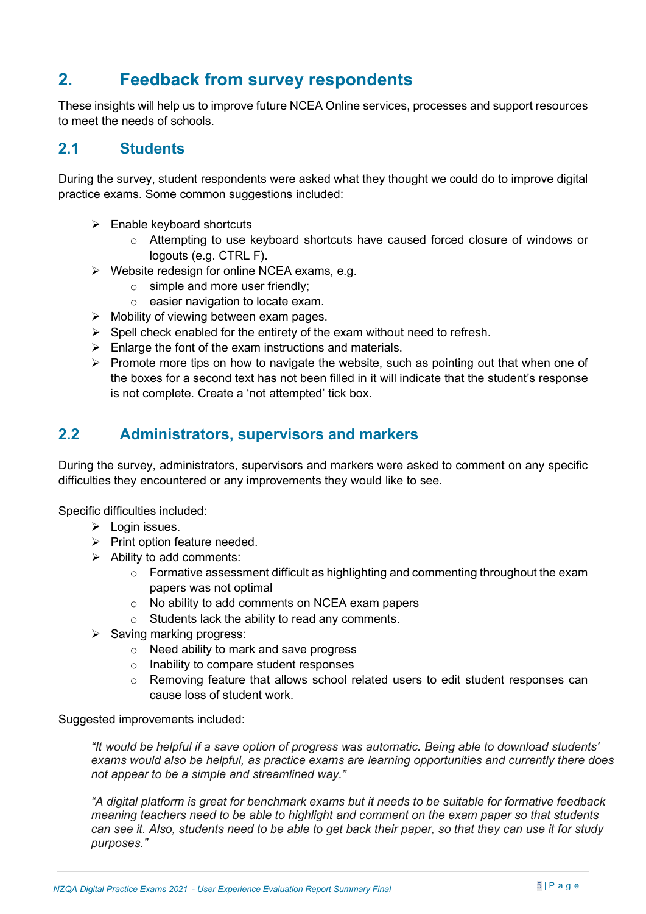# 2. Feedback from survey respondents

These insights will help us to improve future NCEA Online services, processes and support resources to meet the needs of schools.

## 2.1 Students

During the survey, student respondents were asked what they thought we could do to improve digital practice exams. Some common suggestions included:

- Enable keyboard shortcuts
  - Attempting to use keyboard shortcuts have caused forced closure of windows or logouts (e.g. CTRL F).
- Website redesign for online NCEA exams, e.g.
  - simple and more user friendly;
  - easier navigation to locate exam.
- Mobility of viewing between exam pages.
- Spell check enabled for the entirety of the exam without need to refresh.
- Enlarge the font of the exam instructions and materials.
- Promote more tips on how to navigate the website, such as pointing out that when one of the boxes for a second text has not been filled in it will indicate that the student's response is not complete. Create a 'not attempted' tick box.

## 2.2 Administrators, supervisors and markers

During the survey, administrators, supervisors and markers were asked to comment on any specific difficulties they encountered or any improvements they would like to see.

Specific difficulties included:

- Login issues.
- Print option feature needed.
- Ability to add comments:
  - Formative assessment difficult as highlighting and commenting throughout the exam papers was not optimal
  - No ability to add comments on NCEA exam papers
  - Students lack the ability to read any comments.
- Saving marking progress:
  - Need ability to mark and save progress
  - Inability to compare student responses
  - Removing feature that allows school related users to edit student responses can cause loss of student work.

Suggested improvements included:

> *"It would be helpful if a save option of progress was automatic. Being able to download students' exams would also be helpful, as practice exams are learning opportunities and currently there does not appear to be a simple and streamlined way."*

> *"A digital platform is great for benchmark exams but it needs to be suitable for formative feedback meaning teachers need to be able to highlight and comment on the exam paper so that students can see it. Also, students need to be able to get back their paper, so that they can use it for study purposes."*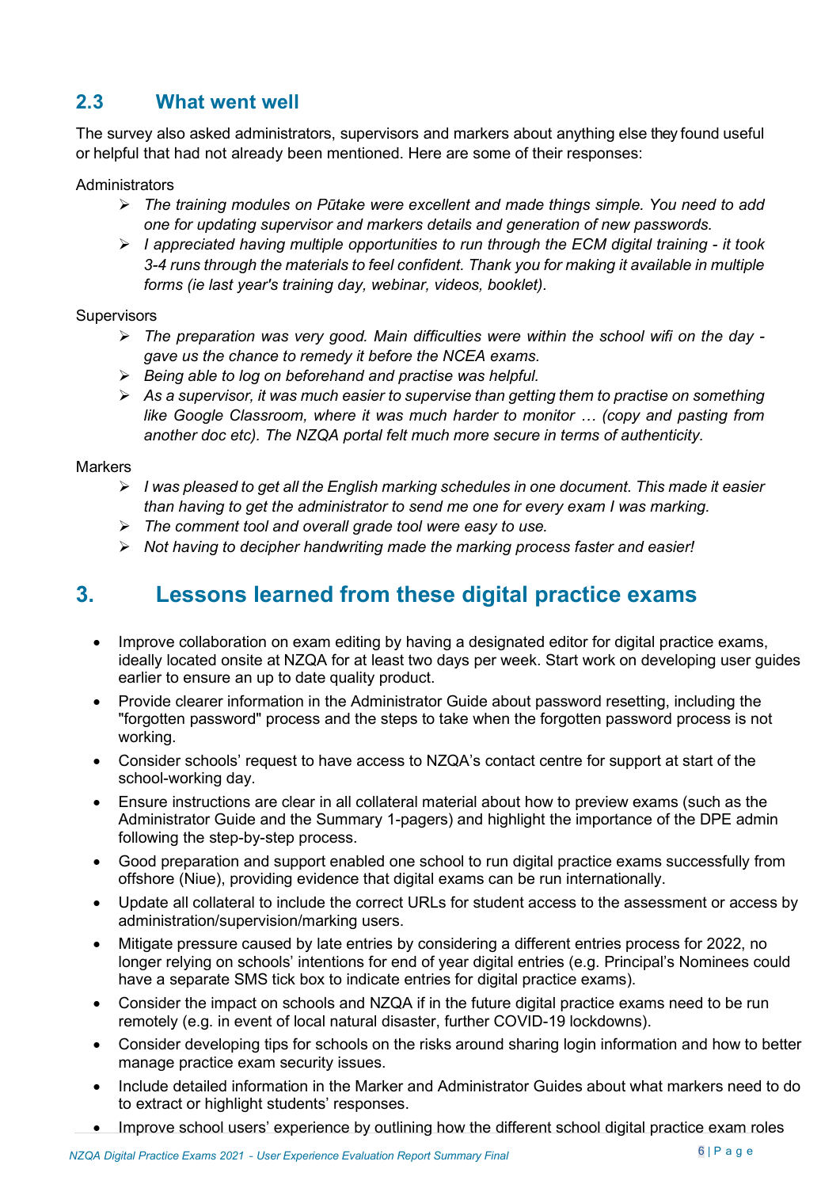## 2.3 What went well

The survey also asked administrators, supervisors and markers about anything else they found useful or helpful that had not already been mentioned. Here are some of their responses:

Administrators

- *The training modules on Pūtake were excellent and made things simple. You need to add one for updating supervisor and markers details and generation of new passwords.*
- *I appreciated having multiple opportunities to run through the ECM digital training - it took 3-4 runs through the materials to feel confident. Thank you for making it available in multiple forms (ie last year's training day, webinar, videos, booklet).*

Supervisors

- *The preparation was very good. Main difficulties were within the school wifi on the day - gave us the chance to remedy it before the NCEA exams.*
- *Being able to log on beforehand and practise was helpful.*
- *As a supervisor, it was much easier to supervise than getting them to practise on something like Google Classroom, where it was much harder to monitor … (copy and pasting from another doc etc). The NZQA portal felt much more secure in terms of authenticity.*

Markers

- *I was pleased to get all the English marking schedules in one document. This made it easier than having to get the administrator to send me one for every exam I was marking.*
- *The comment tool and overall grade tool were easy to use.*
- *Not having to decipher handwriting made the marking process faster and easier!*

# 3. Lessons learned from these digital practice exams

- Improve collaboration on exam editing by having a designated editor for digital practice exams, ideally located onsite at NZQA for at least two days per week. Start work on developing user guides earlier to ensure an up to date quality product.
- Provide clearer information in the Administrator Guide about password resetting, including the "forgotten password" process and the steps to take when the forgotten password process is not working.
- Consider schools' request to have access to NZQA's contact centre for support at start of the school-working day.
- Ensure instructions are clear in all collateral material about how to preview exams (such as the Administrator Guide and the Summary 1-pagers) and highlight the importance of the DPE admin following the step-by-step process.
- Good preparation and support enabled one school to run digital practice exams successfully from offshore (Niue), providing evidence that digital exams can be run internationally.
- Update all collateral to include the correct URLs for student access to the assessment or access by administration/supervision/marking users.
- Mitigate pressure caused by late entries by considering a different entries process for 2022, no longer relying on schools' intentions for end of year digital entries (e.g. Principal's Nominees could have a separate SMS tick box to indicate entries for digital practice exams).
- Consider the impact on schools and NZQA if in the future digital practice exams need to be run remotely (e.g. in event of local natural disaster, further COVID-19 lockdowns).
- Consider developing tips for schools on the risks around sharing login information and how to better manage practice exam security issues.
- Include detailed information in the Marker and Administrator Guides about what markers need to do to extract or highlight students' responses.
- Improve school users' experience by outlining how the different school digital practice exam roles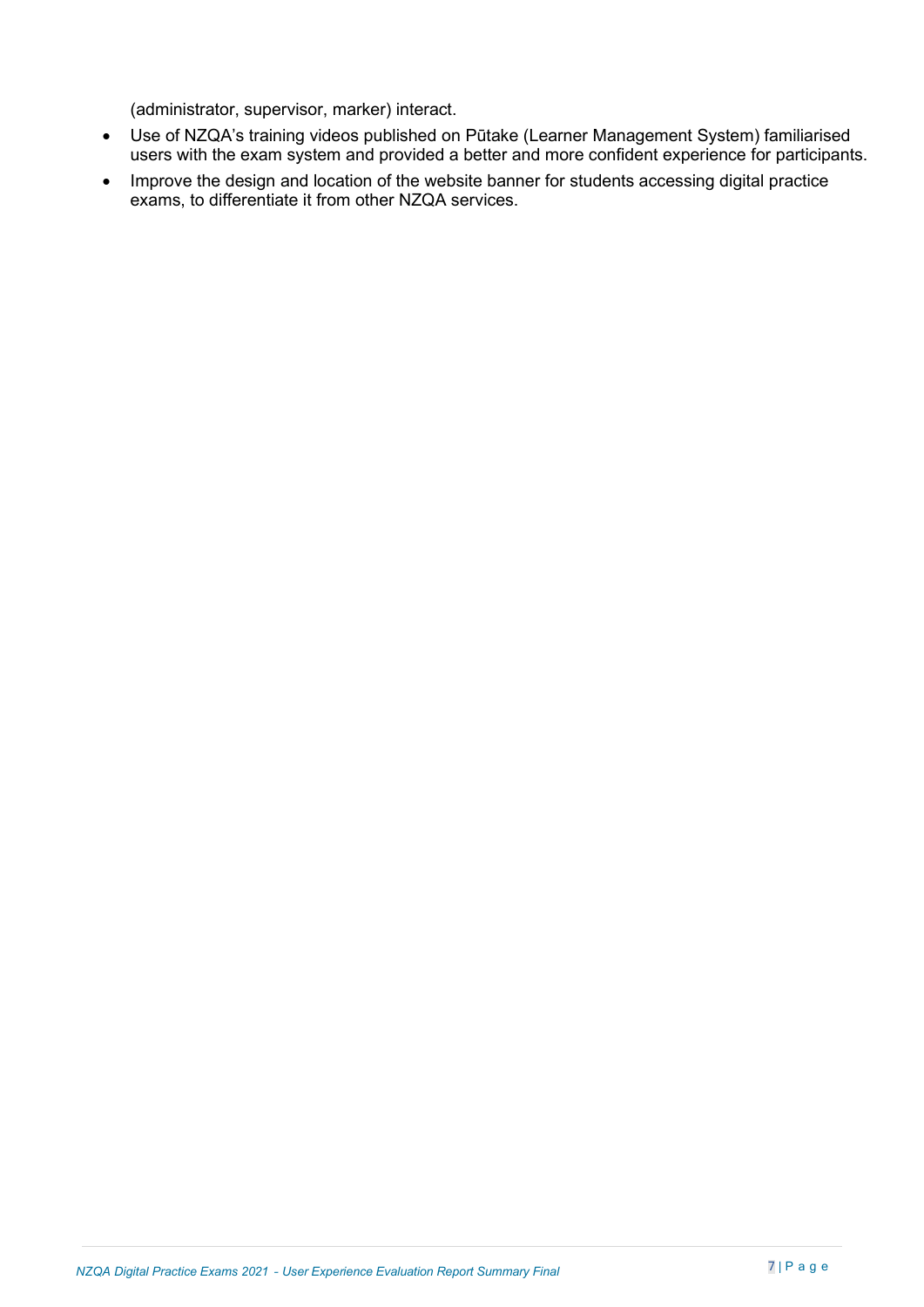(administrator, supervisor, marker) interact.

- Use of NZQA's training videos published on Pūtake (Learner Management System) familiarised users with the exam system and provided a better and more confident experience for participants.
- Improve the design and location of the website banner for students accessing digital practice exams, to differentiate it from other NZQA services.